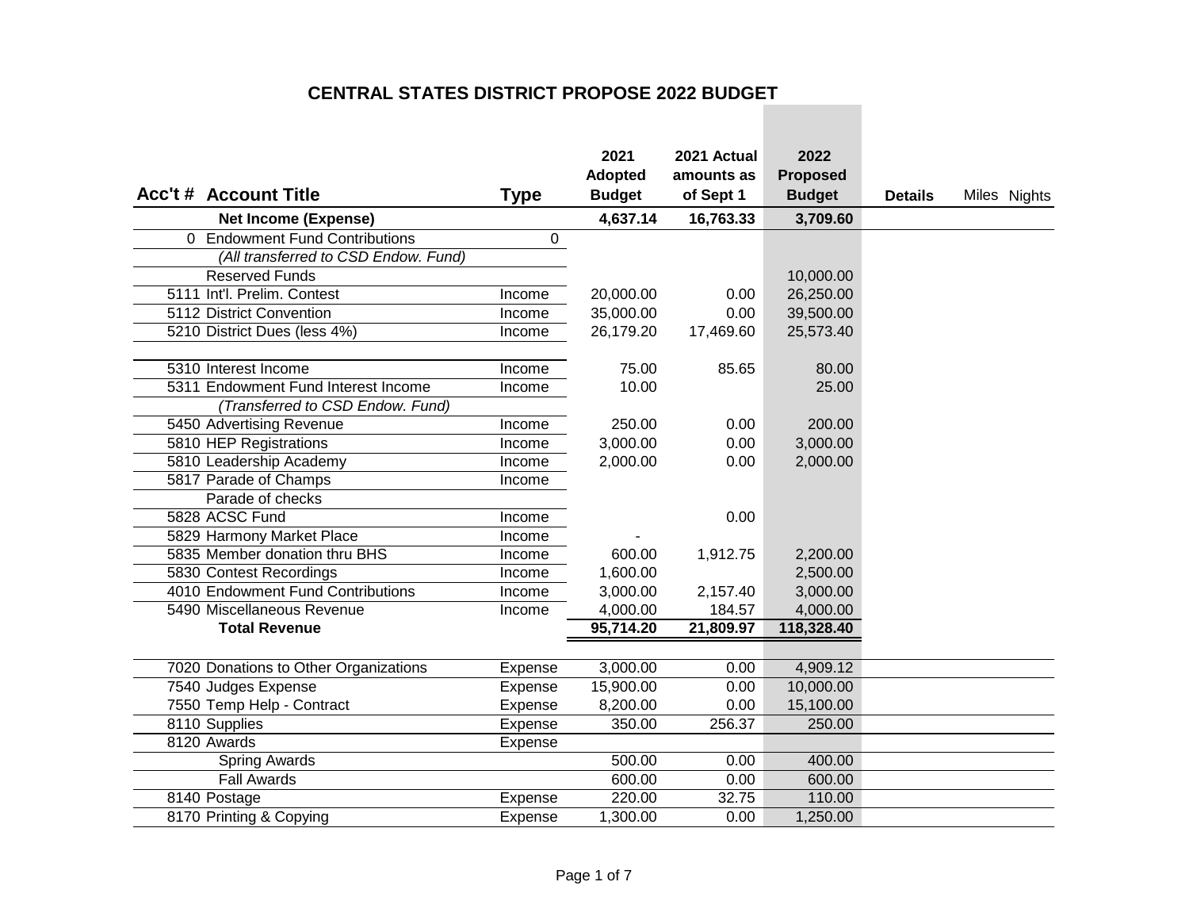# CENTRAL STATES DISTRICT PROPOSE 2022 BUDGET

| Acc't # | Account Title | Type | 2021 Adopted Budget | 2021 Actual amounts as of Sept 1 | 2022 Proposed Budget | Details | Miles | Nights |
|---|---|---|---|---|---|---|---|---|
| | **Net Income (Expense)** | | **4,637.14** | **16,763.33** | **3,709.60** | | | |
| 0 | Endowment Fund Contributions | 0 | | | | | | |
| | *(All transferred to CSD Endow. Fund)* | | | | | | | |
| | Reserved Funds | | | | 10,000.00 | | | |
| 5111 | Int'l. Prelim. Contest | Income | 20,000.00 | 0.00 | 26,250.00 | | | |
| 5112 | District Convention | Income | 35,000.00 | 0.00 | 39,500.00 | | | |
| 5210 | District Dues (less 4%) | Income | 26,179.20 | 17,469.60 | 25,573.40 | | | |
| | | | | | | | | |
| 5310 | Interest Income | Income | 75.00 | 85.65 | 80.00 | | | |
| 5311 | Endowment Fund Interest Income | Income | 10.00 | | 25.00 | | | |
| | *(Transferred to CSD Endow. Fund)* | | | | | | | |
| 5450 | Advertising Revenue | Income | 250.00 | 0.00 | 200.00 | | | |
| 5810 | HEP Registrations | Income | 3,000.00 | 0.00 | 3,000.00 | | | |
| 5810 | Leadership Academy | Income | 2,000.00 | 0.00 | 2,000.00 | | | |
| 5817 | Parade of Champs | Income | | | | | | |
| | Parade of checks | | | | | | | |
| 5828 | ACSC Fund | Income | | 0.00 | | | | |
| 5829 | Harmony Market Place | Income | - | | | | | |
| 5835 | Member donation thru BHS | Income | 600.00 | 1,912.75 | 2,200.00 | | | |
| 5830 | Contest Recordings | Income | 1,600.00 | | 2,500.00 | | | |
| 4010 | Endowment Fund Contributions | Income | 3,000.00 | 2,157.40 | 3,000.00 | | | |
| 5490 | Miscellaneous Revenue | Income | 4,000.00 | 184.57 | 4,000.00 | | | |
| | **Total Revenue** | | **95,714.20** | **21,809.97** | **118,328.40** | | | |
| | | | | | | | | |
| 7020 | Donations to Other Organizations | Expense | 3,000.00 | 0.00 | 4,909.12 | | | |
| 7540 | Judges Expense | Expense | 15,900.00 | 0.00 | 10,000.00 | | | |
| 7550 | Temp Help - Contract | Expense | 8,200.00 | 0.00 | 15,100.00 | | | |
| 8110 | Supplies | Expense | 350.00 | 256.37 | 250.00 | | | |
| 8120 | Awards | Expense | | | | | | |
| | Spring Awards | | 500.00 | 0.00 | 400.00 | | | |
| | Fall Awards | | 600.00 | 0.00 | 600.00 | | | |
| 8140 | Postage | Expense | 220.00 | 32.75 | 110.00 | | | |
| 8170 | Printing & Copying | Expense | 1,300.00 | 0.00 | 1,250.00 | | | |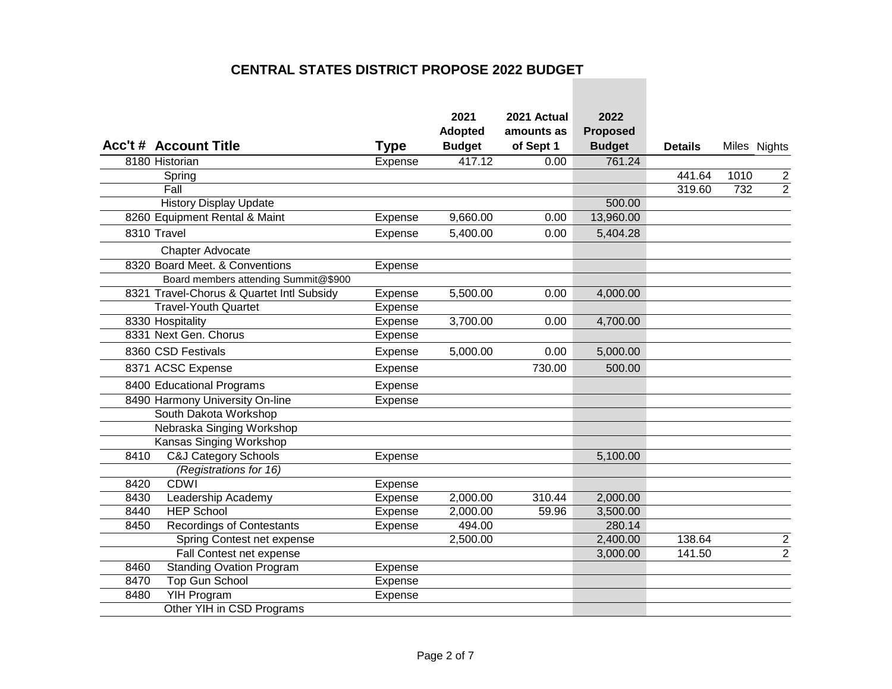# CENTRAL STATES DISTRICT PROPOSE 2022 BUDGET

| Acc't # | Account Title | Type | 2021 Adopted Budget | 2021 Actual amounts as of Sept 1 | 2022 Proposed Budget | Details | Miles | Nights |
|---|---|---|---|---|---|---|---|---|
| 8180 | Historian | Expense | 417.12 | 0.00 | 761.24 | | | |
| | Spring | | | | | 441.64 | 1010 | 2 |
| | Fall | | | | | 319.60 | 732 | 2 |
| | History Display Update | | | | 500.00 | | | |
| 8260 | Equipment Rental & Maint | Expense | 9,660.00 | 0.00 | 13,960.00 | | | |
| 8310 | Travel | Expense | 5,400.00 | 0.00 | 5,404.28 | | | |
| | Chapter Advocate | | | | | | | |
| 8320 | Board Meet. & Conventions | Expense | | | | | | |
| | Board members attending Summit@$900 | | | | | | | |
| 8321 | Travel-Chorus & Quartet Intl Subsidy | Expense | 5,500.00 | 0.00 | 4,000.00 | | | |
| | Travel-Youth Quartet | Expense | | | | | | |
| 8330 | Hospitality | Expense | 3,700.00 | 0.00 | 4,700.00 | | | |
| 8331 | Next Gen. Chorus | Expense | | | | | | |
| 8360 | CSD Festivals | Expense | 5,000.00 | 0.00 | 5,000.00 | | | |
| 8371 | ACSC Expense | Expense | | 730.00 | 500.00 | | | |
| 8400 | Educational Programs | Expense | | | | | | |
| 8490 | Harmony University On-line | Expense | | | | | | |
| | South Dakota Workshop | | | | | | | |
| | Nebraska Singing Workshop | | | | | | | |
| | Kansas Singing Workshop | | | | | | | |
| 8410 | C&J Category Schools | Expense | | | 5,100.00 | | | |
| | *(Registrations for 16)* | | | | | | | |
| 8420 | CDWI | Expense | | | | | | |
| 8430 | Leadership Academy | Expense | 2,000.00 | 310.44 | 2,000.00 | | | |
| 8440 | HEP School | Expense | 2,000.00 | 59.96 | 3,500.00 | | | |
| 8450 | Recordings of Contestants | Expense | 494.00 | | 280.14 | | | |
| | Spring Contest net expense | | 2,500.00 | | 2,400.00 | 138.64 | | 2 |
| | Fall Contest net expense | | | | 3,000.00 | 141.50 | | 2 |
| 8460 | Standing Ovation Program | Expense | | | | | | |
| 8470 | Top Gun School | Expense | | | | | | |
| 8480 | YIH Program | Expense | | | | | | |
| | Other YIH in CSD Programs | | | | | | | |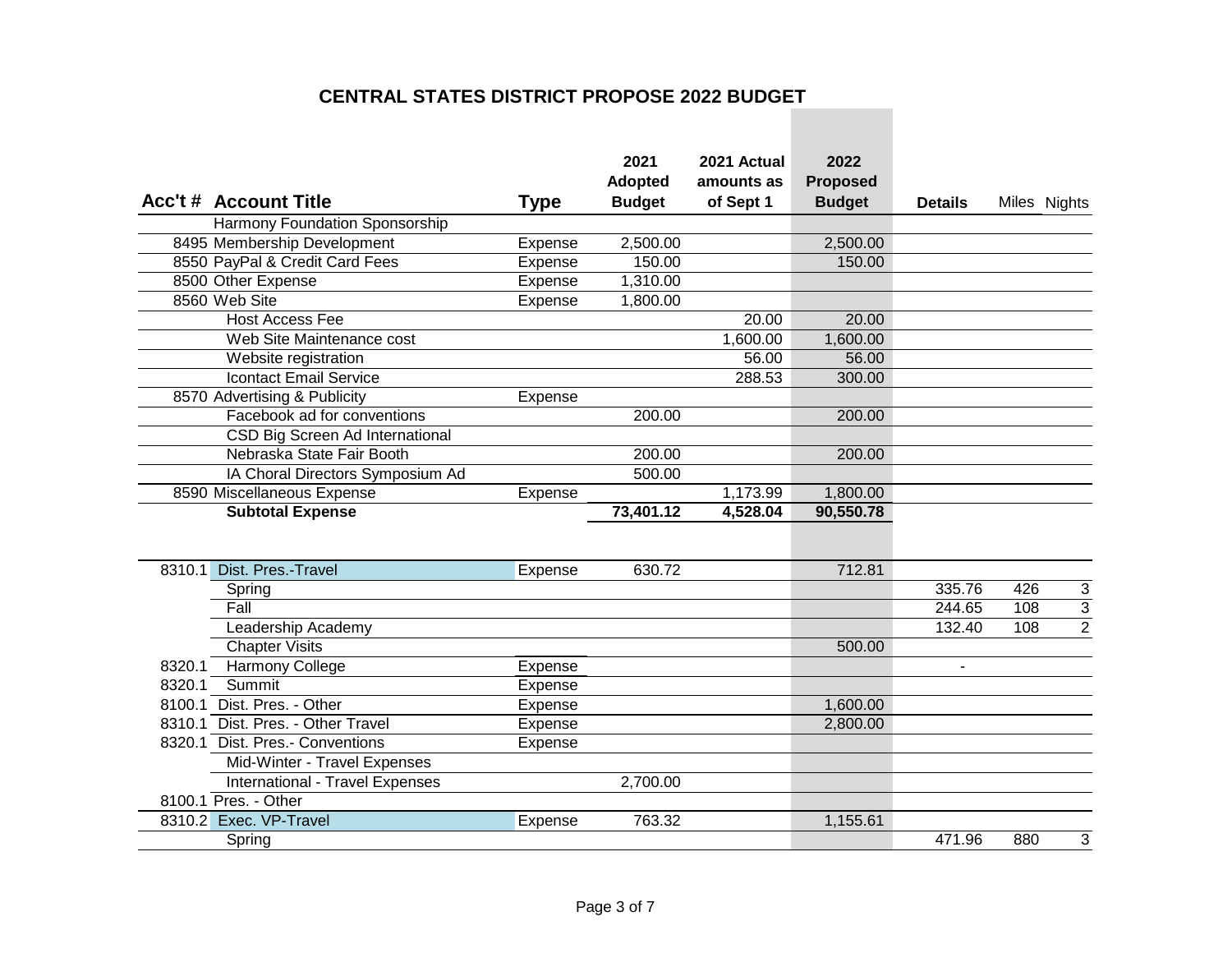# CENTRAL STATES DISTRICT PROPOSE 2022 BUDGET

| Acc't # | Account Title | Type | 2021 Adopted Budget | 2021 Actual amounts as of Sept 1 | 2022 Proposed Budget | Details | Miles | Nights |
|---|---|---|---|---|---|---|---|---|
| | Harmony Foundation Sponsorship | | | | | | | |
| 8495 | Membership Development | Expense | 2,500.00 | | 2,500.00 | | | |
| 8550 | PayPal & Credit Card Fees | Expense | 150.00 | | 150.00 | | | |
| 8500 | Other Expense | Expense | 1,310.00 | | | | | |
| 8560 | Web Site | Expense | 1,800.00 | | | | | |
| | Host Access Fee | | | 20.00 | 20.00 | | | |
| | Web Site Maintenance cost | | | 1,600.00 | 1,600.00 | | | |
| | Website registration | | | 56.00 | 56.00 | | | |
| | Icontact Email Service | | | 288.53 | 300.00 | | | |
| 8570 | Advertising & Publicity | Expense | | | | | | |
| | Facebook ad for conventions | | 200.00 | | 200.00 | | | |
| | CSD Big Screen Ad International | | | | | | | |
| | Nebraska State Fair Booth | | 200.00 | | 200.00 | | | |
| | IA Choral Directors Symposium Ad | | 500.00 | | | | | |
| 8590 | Miscellaneous Expense | Expense | | 1,173.99 | 1,800.00 | | | |
| | **Subtotal Expense** | | **73,401.12** | **4,528.04** | **90,550.78** | | | |
| | | | | | | | | |
| 8310.1 | Dist. Pres.-Travel | Expense | 630.72 | | 712.81 | | | |
| | Spring | | | | | 335.76 | 426 | 3 |
| | Fall | | | | | 244.65 | 108 | 3 |
| | Leadership Academy | | | | | 132.40 | 108 | 2 |
| | Chapter Visits | | | | 500.00 | | | |
| 8320.1 | Harmony College | Expense | | | | - | | |
| 8320.1 | Summit | Expense | | | | | | |
| 8100.1 | Dist. Pres. - Other | Expense | | | 1,600.00 | | | |
| 8310.1 | Dist. Pres. - Other Travel | Expense | | | 2,800.00 | | | |
| 8320.1 | Dist. Pres.- Conventions | Expense | | | | | | |
| | Mid-Winter - Travel Expenses | | | | | | | |
| | International - Travel Expenses | | 2,700.00 | | | | | |
| 8100.1 | Pres. - Other | | | | | | | |
| 8310.2 | Exec. VP-Travel | Expense | 763.32 | | 1,155.61 | | | |
| | Spring | | | | | 471.96 | 880 | 3 |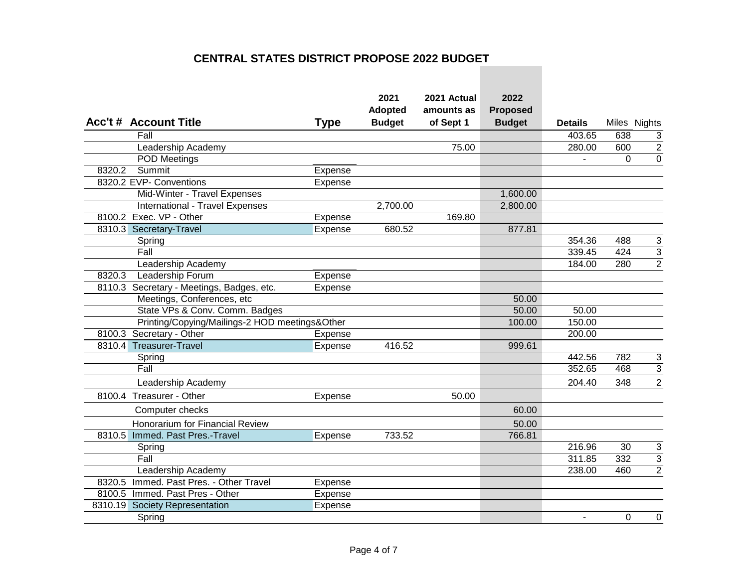# CENTRAL STATES DISTRICT PROPOSE 2022 BUDGET

| Acc't # | Account Title | Type | 2021 Adopted Budget | 2021 Actual amounts as of Sept 1 | 2022 Proposed Budget | Details | Miles | Nights |
|---|---|---|---|---|---|---|---|---|
| | Fall | | | | | 403.65 | 638 | 3 |
| | Leadership Academy | | | 75.00 | | 280.00 | 600 | 2 |
| | POD Meetings | | | | | - | 0 | 0 |
| 8320.2 | Summit | Expense | | | | | | |
| 8320.2 | EVP- Conventions | Expense | | | | | | |
| | Mid-Winter - Travel Expenses | | | | 1,600.00 | | | |
| | International - Travel Expenses | | 2,700.00 | | 2,800.00 | | | |
| 8100.2 | Exec. VP - Other | Expense | | 169.80 | | | | |
| 8310.3 | Secretary-Travel | Expense | 680.52 | | 877.81 | | | |
| | Spring | | | | | 354.36 | 488 | 3 |
| | Fall | | | | | 339.45 | 424 | 3 |
| | Leadership Academy | | | | | 184.00 | 280 | 2 |
| 8320.3 | Leadership Forum | Expense | | | | | | |
| 8110.3 | Secretary - Meetings, Badges, etc. | Expense | | | | | | |
| | Meetings, Conferences, etc | | | | 50.00 | | | |
| | State VPs & Conv. Comm. Badges | | | | 50.00 | 50.00 | | |
| | Printing/Copying/Mailings-2 HOD meetings&Other | | | | 100.00 | 150.00 | | |
| 8100.3 | Secretary - Other | Expense | | | | 200.00 | | |
| 8310.4 | Treasurer-Travel | Expense | 416.52 | | 999.61 | | | |
| | Spring | | | | | 442.56 | 782 | 3 |
| | Fall | | | | | 352.65 | 468 | 3 |
| | Leadership Academy | | | | | 204.40 | 348 | 2 |
| 8100.4 | Treasurer - Other | Expense | | 50.00 | | | | |
| | Computer checks | | | | 60.00 | | | |
| | Honorarium for Financial Review | | | | 50.00 | | | |
| 8310.5 | Immed. Past Pres.-Travel | Expense | 733.52 | | 766.81 | | | |
| | Spring | | | | | 216.96 | 30 | 3 |
| | Fall | | | | | 311.85 | 332 | 3 |
| | Leadership Academy | | | | | 238.00 | 460 | 2 |
| 8320.5 | Immed. Past Pres. - Other Travel | Expense | | | | | | |
| 8100.5 | Immed. Past Pres - Other | Expense | | | | | | |
| 8310.19 | Society Representation | Expense | | | | | | |
| | Spring | | | | | - | 0 | 0 |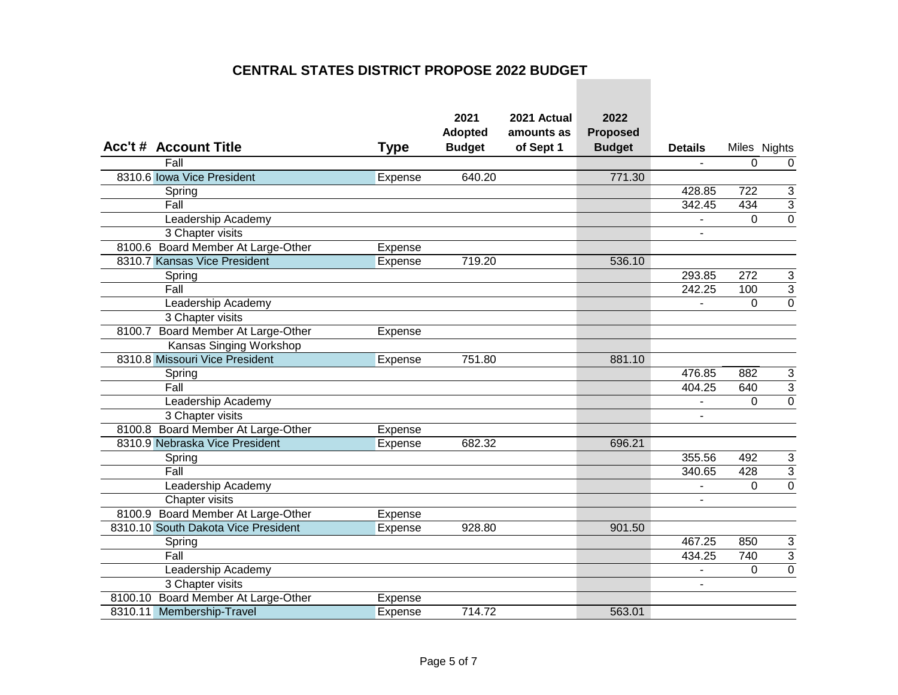# CENTRAL STATES DISTRICT PROPOSE 2022 BUDGET

| Acc't # | Account Title | Type | 2021 Adopted Budget | 2021 Actual amounts as of Sept 1 | 2022 Proposed Budget | Details | Miles | Nights |
|---|---|---|---|---|---|---|---|---|
| | Fall | | | | | - | 0 | 0 |
| 8310.6 | Iowa Vice President | Expense | 640.20 | | 771.30 | | | |
| | Spring | | | | | 428.85 | 722 | 3 |
| | Fall | | | | | 342.45 | 434 | 3 |
| | Leadership Academy | | | | | - | 0 | 0 |
| | 3 Chapter visits | | | | | - | | |
| 8100.6 | Board Member At Large-Other | Expense | | | | | | |
| 8310.7 | Kansas Vice President | Expense | 719.20 | | 536.10 | | | |
| | Spring | | | | | 293.85 | 272 | 3 |
| | Fall | | | | | 242.25 | 100 | 3 |
| | Leadership Academy | | | | | - | 0 | 0 |
| | 3 Chapter visits | | | | | | | |
| 8100.7 | Board Member At Large-Other | Expense | | | | | | |
| | Kansas Singing Workshop | | | | | | | |
| 8310.8 | Missouri Vice President | Expense | 751.80 | | 881.10 | | | |
| | Spring | | | | | 476.85 | 882 | 3 |
| | Fall | | | | | 404.25 | 640 | 3 |
| | Leadership Academy | | | | | - | 0 | 0 |
| | 3 Chapter visits | | | | | - | | |
| 8100.8 | Board Member At Large-Other | Expense | | | | | | |
| 8310.9 | Nebraska Vice President | Expense | 682.32 | | 696.21 | | | |
| | Spring | | | | | 355.56 | 492 | 3 |
| | Fall | | | | | 340.65 | 428 | 3 |
| | Leadership Academy | | | | | - | 0 | 0 |
| | Chapter visits | | | | | - | | |
| 8100.9 | Board Member At Large-Other | Expense | | | | | | |
| 8310.10 | South Dakota Vice President | Expense | 928.80 | | 901.50 | | | |
| | Spring | | | | | 467.25 | 850 | 3 |
| | Fall | | | | | 434.25 | 740 | 3 |
| | Leadership Academy | | | | | - | 0 | 0 |
| | 3 Chapter visits | | | | | - | | |
| 8100.10 | Board Member At Large-Other | Expense | | | | | | |
| 8310.11 | Membership-Travel | Expense | 714.72 | | 563.01 | | | |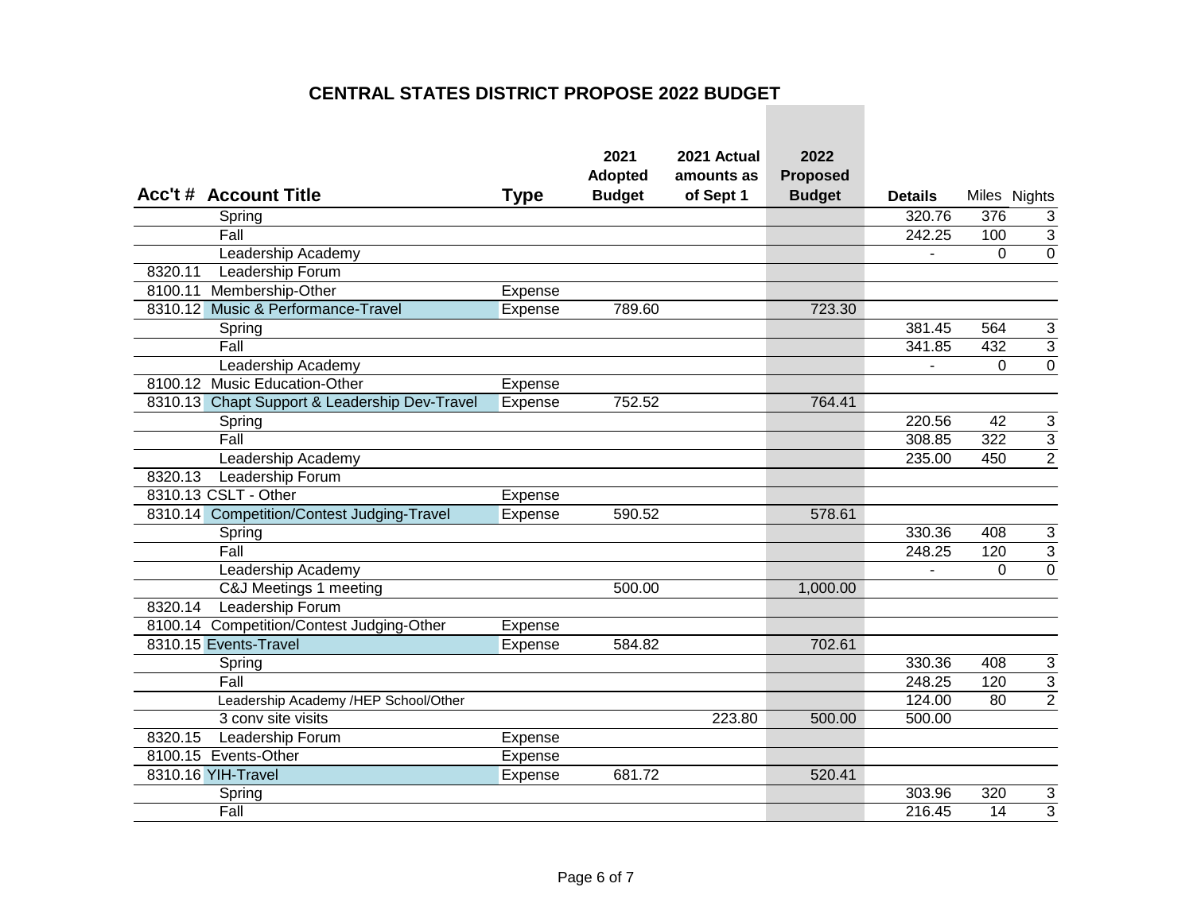# CENTRAL STATES DISTRICT PROPOSE 2022 BUDGET

| Acc't # | Account Title | Type | 2021 Adopted Budget | 2021 Actual amounts as of Sept 1 | 2022 Proposed Budget | Details | Miles | Nights |
|---|---|---|---|---|---|---|---|---|
| | Spring | | | | | 320.76 | 376 | 3 |
| | Fall | | | | | 242.25 | 100 | 3 |
| | Leadership Academy | | | | | - | 0 | 0 |
| 8320.11 | Leadership Forum | | | | | | | |
| 8100.11 | Membership-Other | Expense | | | | | | |
| 8310.12 | Music & Performance-Travel | Expense | 789.60 | | 723.30 | | | |
| | Spring | | | | | 381.45 | 564 | 3 |
| | Fall | | | | | 341.85 | 432 | 3 |
| | Leadership Academy | | | | | - | 0 | 0 |
| 8100.12 | Music Education-Other | Expense | | | | | | |
| 8310.13 | Chapt Support & Leadership Dev-Travel | Expense | 752.52 | | 764.41 | | | |
| | Spring | | | | | 220.56 | 42 | 3 |
| | Fall | | | | | 308.85 | 322 | 3 |
| | Leadership Academy | | | | | 235.00 | 450 | 2 |
| 8320.13 | Leadership Forum | | | | | | | |
| 8310.13 | CSLT - Other | Expense | | | | | | |
| 8310.14 | Competition/Contest Judging-Travel | Expense | 590.52 | | 578.61 | | | |
| | Spring | | | | | 330.36 | 408 | 3 |
| | Fall | | | | | 248.25 | 120 | 3 |
| | Leadership Academy | | | | | - | 0 | 0 |
| | C&J Meetings 1 meeting | | 500.00 | | 1,000.00 | | | |
| 8320.14 | Leadership Forum | | | | | | | |
| 8100.14 | Competition/Contest Judging-Other | Expense | | | | | | |
| 8310.15 | Events-Travel | Expense | 584.82 | | 702.61 | | | |
| | Spring | | | | | 330.36 | 408 | 3 |
| | Fall | | | | | 248.25 | 120 | 3 |
| | Leadership Academy /HEP School/Other | | | | | 124.00 | 80 | 2 |
| | 3 conv site visits | | | 223.80 | 500.00 | 500.00 | | |
| 8320.15 | Leadership Forum | Expense | | | | | | |
| 8100.15 | Events-Other | Expense | | | | | | |
| 8310.16 | YIH-Travel | Expense | 681.72 | | 520.41 | | | |
| | Spring | | | | | 303.96 | 320 | 3 |
| | Fall | | | | | 216.45 | 14 | 3 |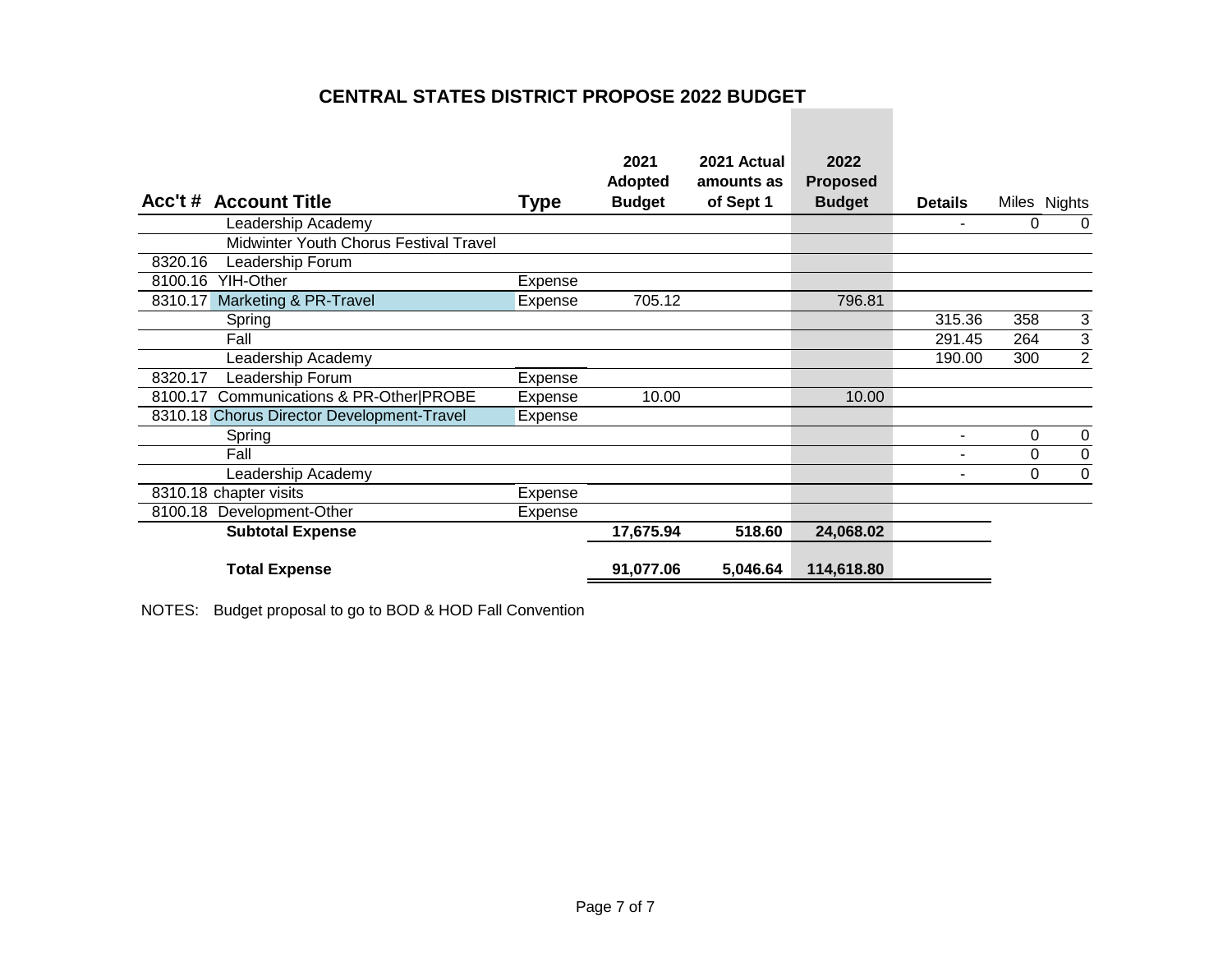# CENTRAL STATES DISTRICT PROPOSE 2022 BUDGET

| Acc't # | Account Title | Type | 2021 Adopted Budget | 2021 Actual amounts as of Sept 1 | 2022 Proposed Budget | Details | Miles | Nights |
|---|---|---|---|---|---|---|---|---|
| | Leadership Academy | | | | | - | 0 | 0 |
| | Midwinter Youth Chorus Festival Travel | | | | | | | |
| 8320.16 | Leadership Forum | | | | | | | |
| 8100.16 | YIH-Other | Expense | | | | | | |
| 8310.17 | Marketing & PR-Travel | Expense | 705.12 | | 796.81 | | | |
| | Spring | | | | | 315.36 | 358 | 3 |
| | Fall | | | | | 291.45 | 264 | 3 |
| | Leadership Academy | | | | | 190.00 | 300 | 2 |
| 8320.17 | Leadership Forum | Expense | | | | | | |
| 8100.17 | Communications & PR-Other\|PROBE | Expense | 10.00 | | 10.00 | | | |
| 8310.18 | Chorus Director Development-Travel | Expense | | | | | | |
| | Spring | | | | | - | 0 | 0 |
| | Fall | | | | | - | 0 | 0 |
| | Leadership Academy | | | | | - | 0 | 0 |
| 8310.18 | chapter visits | Expense | | | | | | |
| 8100.18 | Development-Other | Expense | | | | | | |
| | **Subtotal Expense** | | **17,675.94** | **518.60** | **24,068.02** | | | |
| | **Total Expense** | | **91,077.06** | **5,046.64** | **114,618.80** | | | |

NOTES: Budget proposal to go to BOD & HOD Fall Convention